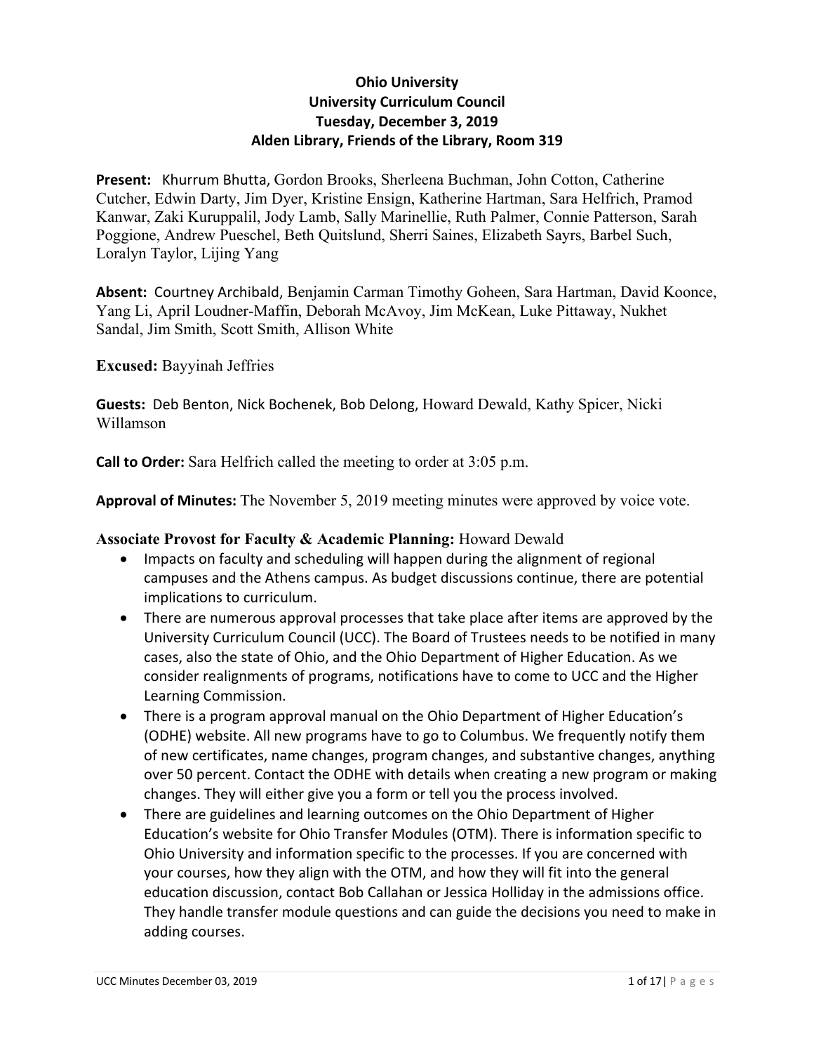# Ohio University
## University Curriculum Council
### Tuesday, December 3, 2019
### Alden Library, Friends of the Library, Room 319

**Present:** Khurrum Bhutta, Gordon Brooks, Sherleena Buchman, John Cotton, Catherine Cutcher, Edwin Darty, Jim Dyer, Kristine Ensign, Katherine Hartman, Sara Helfrich, Pramod Kanwar, Zaki Kuruppalil, Jody Lamb, Sally Marinellie, Ruth Palmer, Connie Patterson, Sarah Poggione, Andrew Pueschel, Beth Quitslund, Sherri Saines, Elizabeth Sayrs, Barbel Such, Loralyn Taylor, Lijing Yang

**Absent:** Courtney Archibald, Benjamin Carman Timothy Goheen, Sara Hartman, David Koonce, Yang Li, April Loudner-Maffin, Deborah McAvoy, Jim McKean, Luke Pittaway, Nukhet Sandal, Jim Smith, Scott Smith, Allison White

**Excused:** Bayyinah Jeffries

**Guests:** Deb Benton, Nick Bochenek, Bob Delong, Howard Dewald, Kathy Spicer, Nicki Willamson

**Call to Order:** Sara Helfrich called the meeting to order at 3:05 p.m.

**Approval of Minutes:** The November 5, 2019 meeting minutes were approved by voice vote.

**Associate Provost for Faculty & Academic Planning:** Howard Dewald

- Impacts on faculty and scheduling will happen during the alignment of regional campuses and the Athens campus. As budget discussions continue, there are potential implications to curriculum.
- There are numerous approval processes that take place after items are approved by the University Curriculum Council (UCC). The Board of Trustees needs to be notified in many cases, also the state of Ohio, and the Ohio Department of Higher Education. As we consider realignments of programs, notifications have to come to UCC and the Higher Learning Commission.
- There is a program approval manual on the Ohio Department of Higher Education's (ODHE) website. All new programs have to go to Columbus. We frequently notify them of new certificates, name changes, program changes, and substantive changes, anything over 50 percent. Contact the ODHE with details when creating a new program or making changes. They will either give you a form or tell you the process involved.
- There are guidelines and learning outcomes on the Ohio Department of Higher Education's website for Ohio Transfer Modules (OTM). There is information specific to Ohio University and information specific to the processes. If you are concerned with your courses, how they align with the OTM, and how they will fit into the general education discussion, contact Bob Callahan or Jessica Holliday in the admissions office. They handle transfer module questions and can guide the decisions you need to make in adding courses.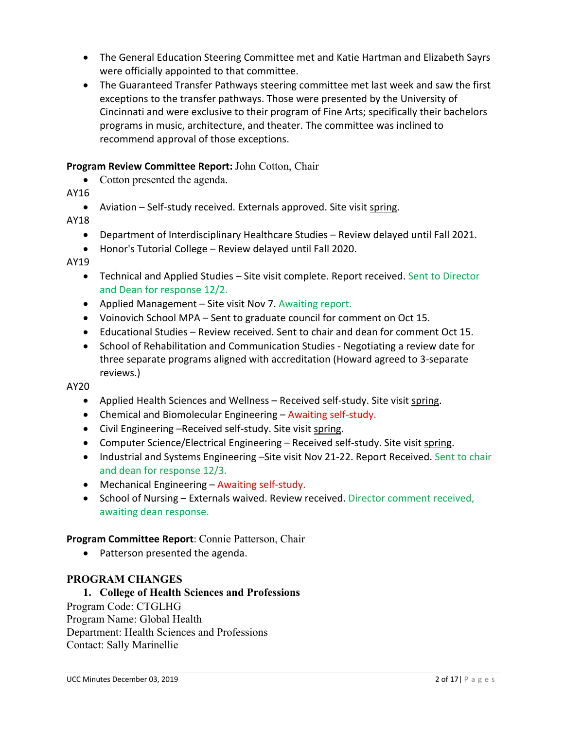- The General Education Steering Committee met and Katie Hartman and Elizabeth Sayrs were officially appointed to that committee.
- The Guaranteed Transfer Pathways steering committee met last week and saw the first exceptions to the transfer pathways. Those were presented by the University of Cincinnati and were exclusive to their program of Fine Arts; specifically their bachelors programs in music, architecture, and theater. The committee was inclined to recommend approval of those exceptions.

**Program Review Committee Report:** John Cotton, Chair

- Cotton presented the agenda.

AY16

- Aviation – Self-study received. Externals approved. Site visit spring.

AY18

- Department of Interdisciplinary Healthcare Studies – Review delayed until Fall 2021.
- Honor's Tutorial College – Review delayed until Fall 2020.

AY19

- Technical and Applied Studies – Site visit complete. Report received. Sent to Director and Dean for response 12/2.
- Applied Management – Site visit Nov 7. Awaiting report.
- Voinovich School MPA – Sent to graduate council for comment on Oct 15.
- Educational Studies – Review received. Sent to chair and dean for comment Oct 15.
- School of Rehabilitation and Communication Studies - Negotiating a review date for three separate programs aligned with accreditation (Howard agreed to 3-separate reviews.)

AY20

- Applied Health Sciences and Wellness – Received self-study. Site visit spring.
- Chemical and Biomolecular Engineering – Awaiting self-study.
- Civil Engineering –Received self-study. Site visit spring.
- Computer Science/Electrical Engineering – Received self-study. Site visit spring.
- Industrial and Systems Engineering –Site visit Nov 21-22. Report Received. Sent to chair and dean for response 12/3.
- Mechanical Engineering – Awaiting self-study.
- School of Nursing – Externals waived. Review received. Director comment received, awaiting dean response.

**Program Committee Report**: Connie Patterson, Chair

- Patterson presented the agenda.

## PROGRAM CHANGES

### 1. College of Health Sciences and Professions

Program Code: CTGLHG
Program Name: Global Health
Department: Health Sciences and Professions
Contact: Sally Marinellie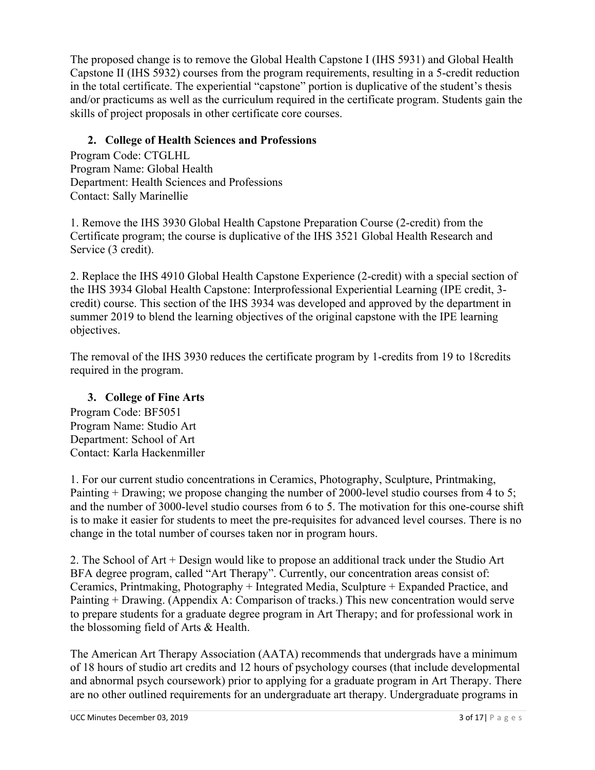The proposed change is to remove the Global Health Capstone I (IHS 5931) and Global Health Capstone II (IHS 5932) courses from the program requirements, resulting in a 5-credit reduction in the total certificate. The experiential "capstone" portion is duplicative of the student's thesis and/or practicums as well as the curriculum required in the certificate program. Students gain the skills of project proposals in other certificate core courses.

### 2. College of Health Sciences and Professions

Program Code: CTGLHL
Program Name: Global Health
Department: Health Sciences and Professions
Contact: Sally Marinellie

1. Remove the IHS 3930 Global Health Capstone Preparation Course (2-credit) from the Certificate program; the course is duplicative of the IHS 3521 Global Health Research and Service (3 credit).

2. Replace the IHS 4910 Global Health Capstone Experience (2-credit) with a special section of the IHS 3934 Global Health Capstone: Interprofessional Experiential Learning (IPE credit, 3-credit) course. This section of the IHS 3934 was developed and approved by the department in summer 2019 to blend the learning objectives of the original capstone with the IPE learning objectives.

The removal of the IHS 3930 reduces the certificate program by 1-credits from 19 to 18credits required in the program.

### 3. College of Fine Arts

Program Code: BF5051
Program Name: Studio Art
Department: School of Art
Contact: Karla Hackenmiller

1. For our current studio concentrations in Ceramics, Photography, Sculpture, Printmaking, Painting + Drawing; we propose changing the number of 2000-level studio courses from 4 to 5; and the number of 3000-level studio courses from 6 to 5. The motivation for this one-course shift is to make it easier for students to meet the pre-requisites for advanced level courses. There is no change in the total number of courses taken nor in program hours.

2. The School of Art + Design would like to propose an additional track under the Studio Art BFA degree program, called "Art Therapy". Currently, our concentration areas consist of: Ceramics, Printmaking, Photography + Integrated Media, Sculpture + Expanded Practice, and Painting + Drawing. (Appendix A: Comparison of tracks.) This new concentration would serve to prepare students for a graduate degree program in Art Therapy; and for professional work in the blossoming field of Arts & Health.

The American Art Therapy Association (AATA) recommends that undergrads have a minimum of 18 hours of studio art credits and 12 hours of psychology courses (that include developmental and abnormal psych coursework) prior to applying for a graduate program in Art Therapy. There are no other outlined requirements for an undergraduate art therapy. Undergraduate programs in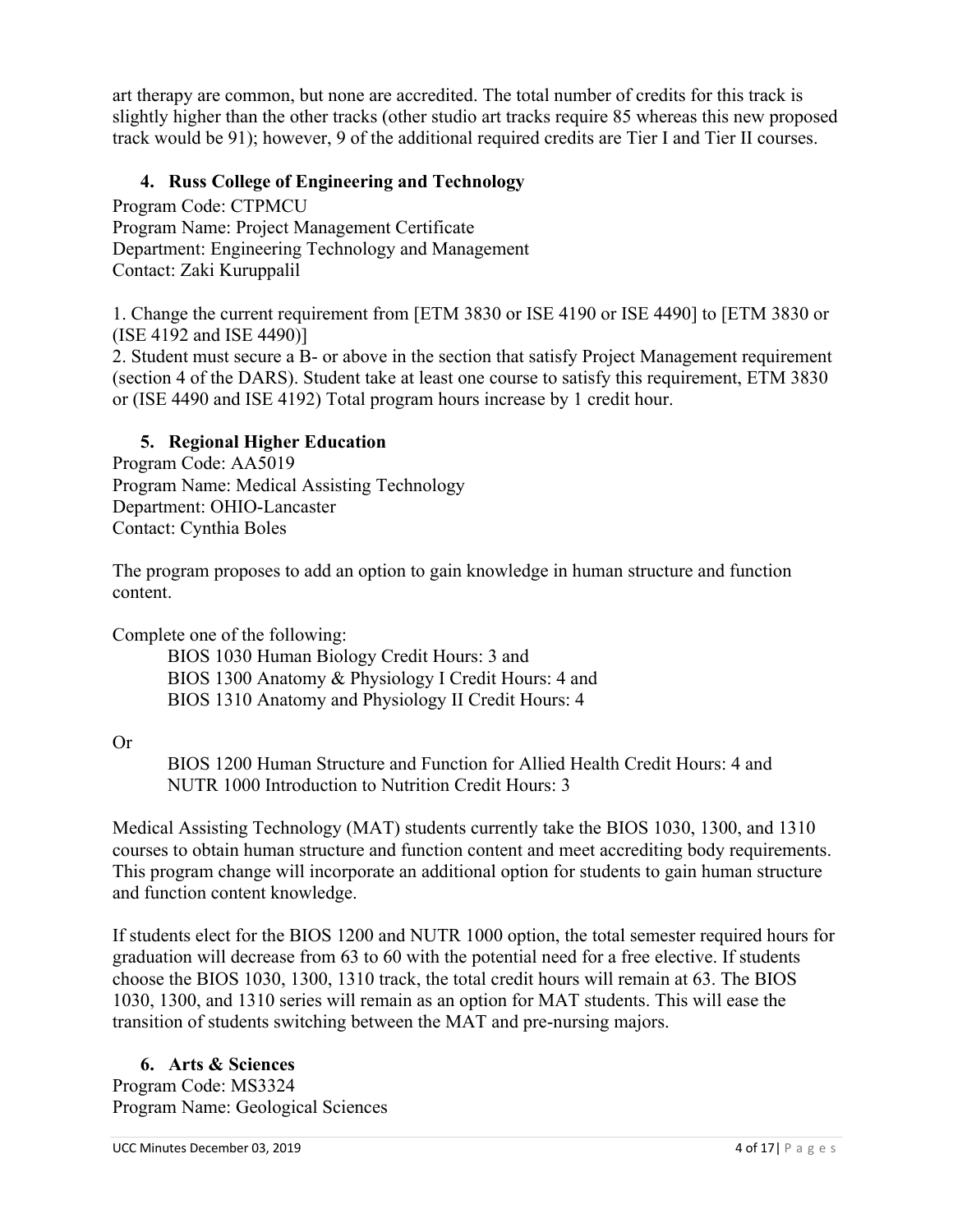art therapy are common, but none are accredited. The total number of credits for this track is slightly higher than the other tracks (other studio art tracks require 85 whereas this new proposed track would be 91); however, 9 of the additional required credits are Tier I and Tier II courses.

### 4. Russ College of Engineering and Technology

Program Code: CTPMCU
Program Name: Project Management Certificate
Department: Engineering Technology and Management
Contact: Zaki Kuruppalil

1. Change the current requirement from [ETM 3830 or ISE 4190 or ISE 4490] to [ETM 3830 or (ISE 4192 and ISE 4490)]
2. Student must secure a B- or above in the section that satisfy Project Management requirement (section 4 of the DARS). Student take at least one course to satisfy this requirement, ETM 3830 or (ISE 4490 and ISE 4192) Total program hours increase by 1 credit hour.

### 5. Regional Higher Education

Program Code: AA5019
Program Name: Medical Assisting Technology
Department: OHIO-Lancaster
Contact: Cynthia Boles

The program proposes to add an option to gain knowledge in human structure and function content.

Complete one of the following:

BIOS 1030 Human Biology Credit Hours: 3 and
BIOS 1300 Anatomy & Physiology I Credit Hours: 4 and
BIOS 1310 Anatomy and Physiology II Credit Hours: 4

Or

BIOS 1200 Human Structure and Function for Allied Health Credit Hours: 4 and
NUTR 1000 Introduction to Nutrition Credit Hours: 3

Medical Assisting Technology (MAT) students currently take the BIOS 1030, 1300, and 1310 courses to obtain human structure and function content and meet accrediting body requirements. This program change will incorporate an additional option for students to gain human structure and function content knowledge.

If students elect for the BIOS 1200 and NUTR 1000 option, the total semester required hours for graduation will decrease from 63 to 60 with the potential need for a free elective. If students choose the BIOS 1030, 1300, 1310 track, the total credit hours will remain at 63. The BIOS 1030, 1300, and 1310 series will remain as an option for MAT students. This will ease the transition of students switching between the MAT and pre-nursing majors.

### 6. Arts & Sciences

Program Code: MS3324
Program Name: Geological Sciences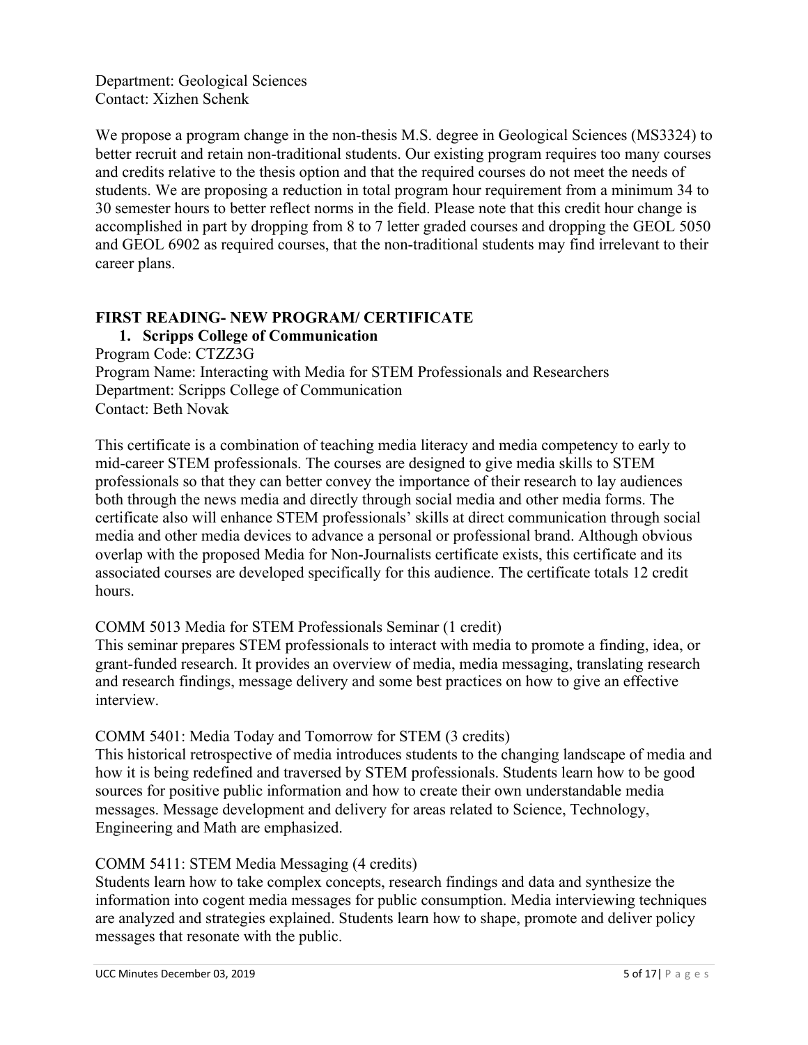Department: Geological Sciences
Contact: Xizhen Schenk

We propose a program change in the non-thesis M.S. degree in Geological Sciences (MS3324) to better recruit and retain non-traditional students. Our existing program requires too many courses and credits relative to the thesis option and that the required courses do not meet the needs of students. We are proposing a reduction in total program hour requirement from a minimum 34 to 30 semester hours to better reflect norms in the field. Please note that this credit hour change is accomplished in part by dropping from 8 to 7 letter graded courses and dropping the GEOL 5050 and GEOL 6902 as required courses, that the non-traditional students may find irrelevant to their career plans.

**FIRST READING- NEW PROGRAM/ CERTIFICATE**

1. **Scripps College of Communication**

Program Code: CTZZ3G
Program Name: Interacting with Media for STEM Professionals and Researchers
Department: Scripps College of Communication
Contact: Beth Novak

This certificate is a combination of teaching media literacy and media competency to early to mid-career STEM professionals. The courses are designed to give media skills to STEM professionals so that they can better convey the importance of their research to lay audiences both through the news media and directly through social media and other media forms. The certificate also will enhance STEM professionals' skills at direct communication through social media and other media devices to advance a personal or professional brand. Although obvious overlap with the proposed Media for Non-Journalists certificate exists, this certificate and its associated courses are developed specifically for this audience. The certificate totals 12 credit hours.

COMM 5013 Media for STEM Professionals Seminar (1 credit)
This seminar prepares STEM professionals to interact with media to promote a finding, idea, or grant-funded research. It provides an overview of media, media messaging, translating research and research findings, message delivery and some best practices on how to give an effective interview.

COMM 5401: Media Today and Tomorrow for STEM (3 credits)
This historical retrospective of media introduces students to the changing landscape of media and how it is being redefined and traversed by STEM professionals. Students learn how to be good sources for positive public information and how to create their own understandable media messages. Message development and delivery for areas related to Science, Technology, Engineering and Math are emphasized.

COMM 5411: STEM Media Messaging (4 credits)
Students learn how to take complex concepts, research findings and data and synthesize the information into cogent media messages for public consumption. Media interviewing techniques are analyzed and strategies explained. Students learn how to shape, promote and deliver policy messages that resonate with the public.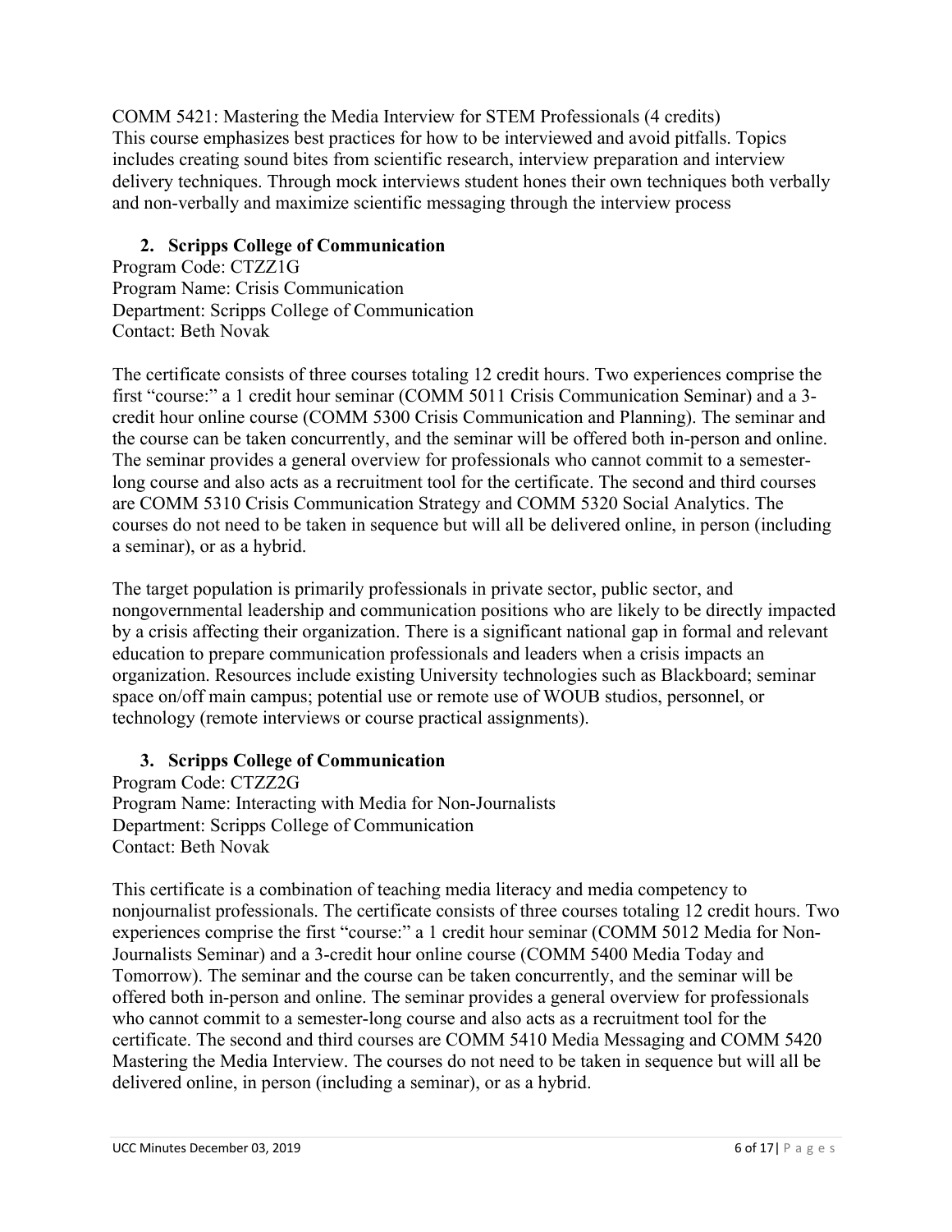COMM 5421: Mastering the Media Interview for STEM Professionals (4 credits)
This course emphasizes best practices for how to be interviewed and avoid pitfalls. Topics includes creating sound bites from scientific research, interview preparation and interview delivery techniques. Through mock interviews student hones their own techniques both verbally and non-verbally and maximize scientific messaging through the interview process

2. **Scripps College of Communication**

Program Code: CTZZ1G
Program Name: Crisis Communication
Department: Scripps College of Communication
Contact: Beth Novak

The certificate consists of three courses totaling 12 credit hours. Two experiences comprise the first "course:" a 1 credit hour seminar (COMM 5011 Crisis Communication Seminar) and a 3-credit hour online course (COMM 5300 Crisis Communication and Planning). The seminar and the course can be taken concurrently, and the seminar will be offered both in-person and online. The seminar provides a general overview for professionals who cannot commit to a semester-long course and also acts as a recruitment tool for the certificate. The second and third courses are COMM 5310 Crisis Communication Strategy and COMM 5320 Social Analytics. The courses do not need to be taken in sequence but will all be delivered online, in person (including a seminar), or as a hybrid.

The target population is primarily professionals in private sector, public sector, and nongovernmental leadership and communication positions who are likely to be directly impacted by a crisis affecting their organization. There is a significant national gap in formal and relevant education to prepare communication professionals and leaders when a crisis impacts an organization. Resources include existing University technologies such as Blackboard; seminar space on/off main campus; potential use or remote use of WOUB studios, personnel, or technology (remote interviews or course practical assignments).

3. **Scripps College of Communication**

Program Code: CTZZ2G
Program Name: Interacting with Media for Non-Journalists
Department: Scripps College of Communication
Contact: Beth Novak

This certificate is a combination of teaching media literacy and media competency to nonjournalist professionals. The certificate consists of three courses totaling 12 credit hours. Two experiences comprise the first "course:" a 1 credit hour seminar (COMM 5012 Media for Non-Journalists Seminar) and a 3-credit hour online course (COMM 5400 Media Today and Tomorrow). The seminar and the course can be taken concurrently, and the seminar will be offered both in-person and online. The seminar provides a general overview for professionals who cannot commit to a semester-long course and also acts as a recruitment tool for the certificate. The second and third courses are COMM 5410 Media Messaging and COMM 5420 Mastering the Media Interview. The courses do not need to be taken in sequence but will all be delivered online, in person (including a seminar), or as a hybrid.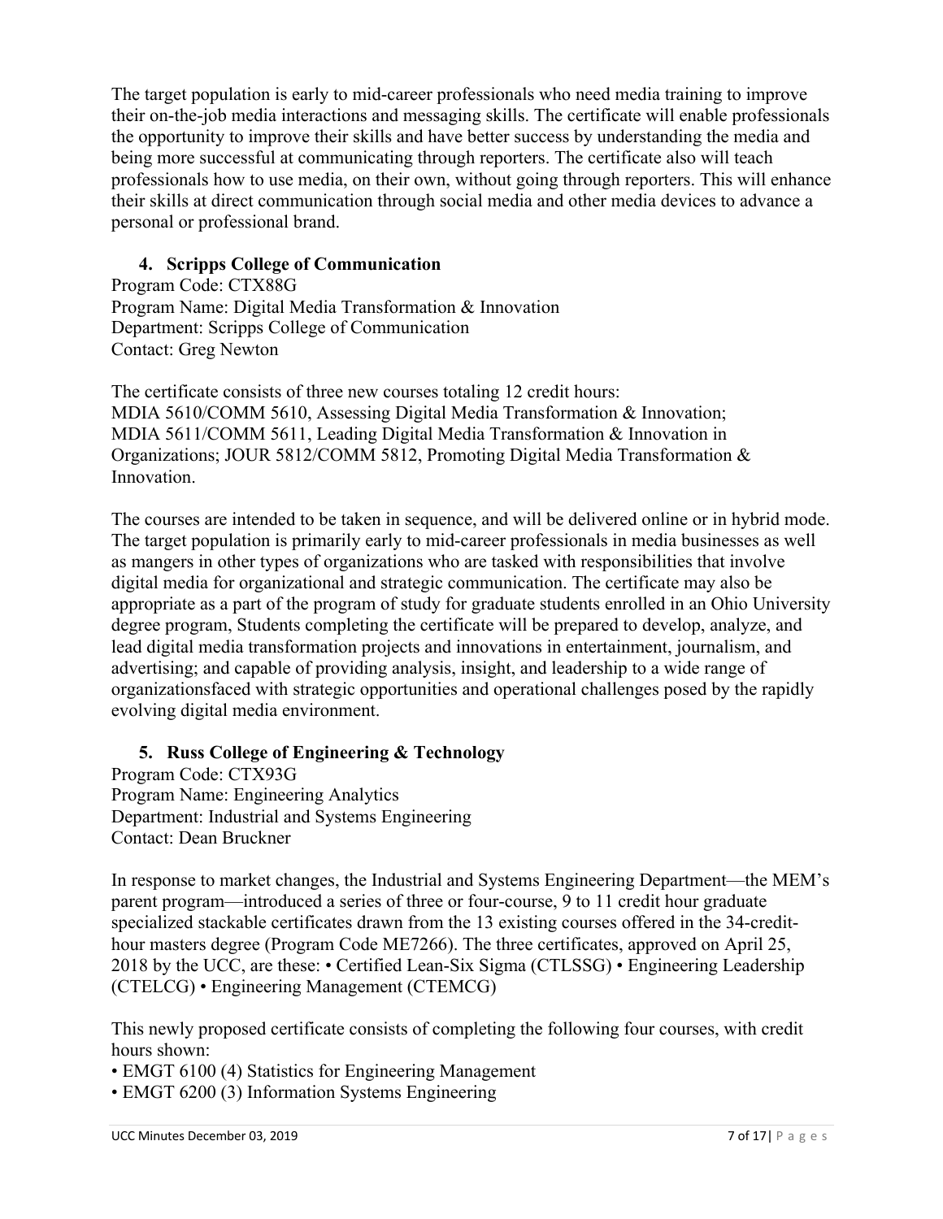The target population is early to mid-career professionals who need media training to improve their on-the-job media interactions and messaging skills. The certificate will enable professionals the opportunity to improve their skills and have better success by understanding the media and being more successful at communicating through reporters. The certificate also will teach professionals how to use media, on their own, without going through reporters. This will enhance their skills at direct communication through social media and other media devices to advance a personal or professional brand.

4. **Scripps College of Communication**

Program Code: CTX88G
Program Name: Digital Media Transformation & Innovation
Department: Scripps College of Communication
Contact: Greg Newton

The certificate consists of three new courses totaling 12 credit hours:
MDIA 5610/COMM 5610, Assessing Digital Media Transformation & Innovation;
MDIA 5611/COMM 5611, Leading Digital Media Transformation & Innovation in Organizations; JOUR 5812/COMM 5812, Promoting Digital Media Transformation & Innovation.

The courses are intended to be taken in sequence, and will be delivered online or in hybrid mode. The target population is primarily early to mid-career professionals in media businesses as well as mangers in other types of organizations who are tasked with responsibilities that involve digital media for organizational and strategic communication. The certificate may also be appropriate as a part of the program of study for graduate students enrolled in an Ohio University degree program, Students completing the certificate will be prepared to develop, analyze, and lead digital media transformation projects and innovations in entertainment, journalism, and advertising; and capable of providing analysis, insight, and leadership to a wide range of organizationsfaced with strategic opportunities and operational challenges posed by the rapidly evolving digital media environment.

5. **Russ College of Engineering & Technology**

Program Code: CTX93G
Program Name: Engineering Analytics
Department: Industrial and Systems Engineering
Contact: Dean Bruckner

In response to market changes, the Industrial and Systems Engineering Department—the MEM's parent program—introduced a series of three or four-course, 9 to 11 credit hour graduate specialized stackable certificates drawn from the 13 existing courses offered in the 34-credit-hour masters degree (Program Code ME7266). The three certificates, approved on April 25, 2018 by the UCC, are these: • Certified Lean-Six Sigma (CTLSSG) • Engineering Leadership (CTELCG) • Engineering Management (CTEMCG)

This newly proposed certificate consists of completing the following four courses, with credit hours shown:

- EMGT 6100 (4) Statistics for Engineering Management
- EMGT 6200 (3) Information Systems Engineering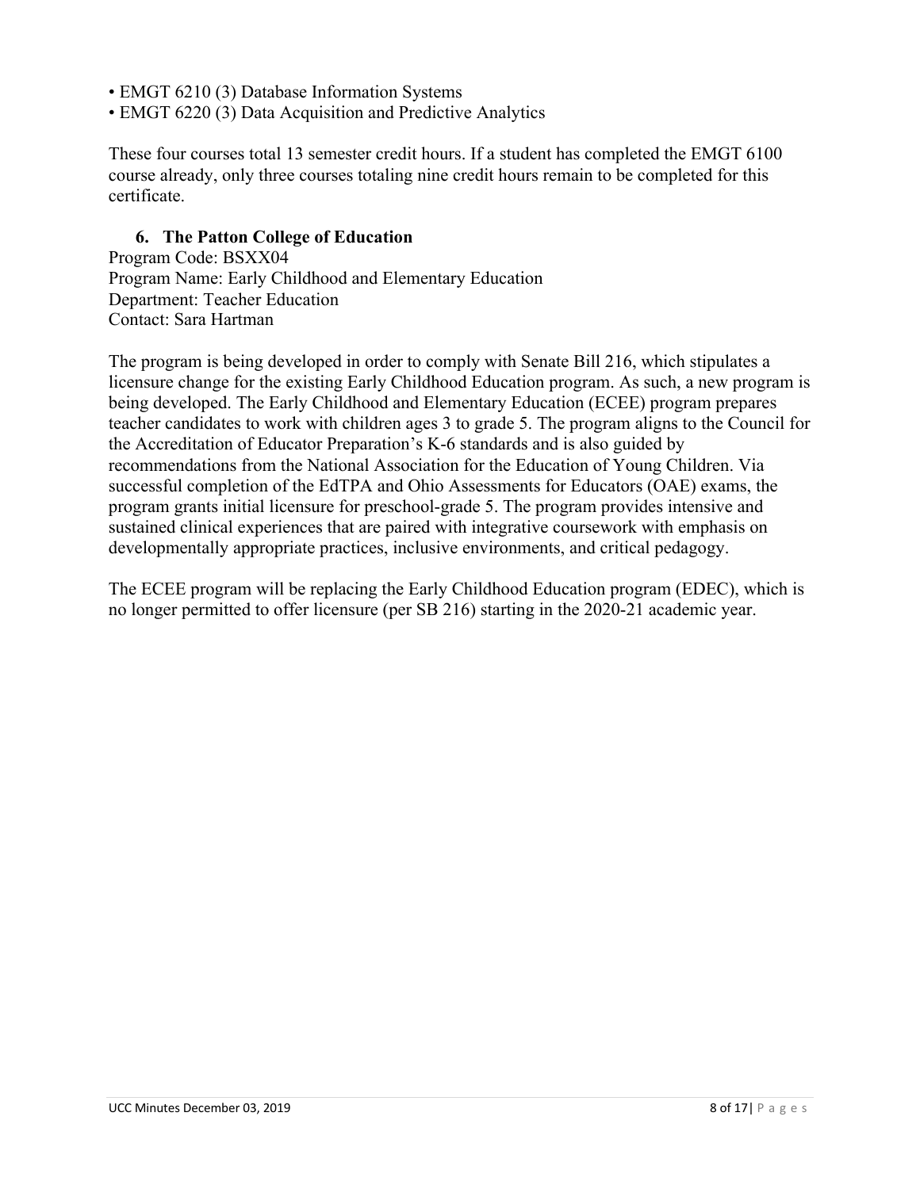- EMGT 6210 (3) Database Information Systems
- EMGT 6220 (3) Data Acquisition and Predictive Analytics

These four courses total 13 semester credit hours. If a student has completed the EMGT 6100 course already, only three courses totaling nine credit hours remain to be completed for this certificate.

### 6. The Patton College of Education

Program Code: BSXX04
Program Name: Early Childhood and Elementary Education
Department: Teacher Education
Contact: Sara Hartman

The program is being developed in order to comply with Senate Bill 216, which stipulates a licensure change for the existing Early Childhood Education program. As such, a new program is being developed. The Early Childhood and Elementary Education (ECEE) program prepares teacher candidates to work with children ages 3 to grade 5. The program aligns to the Council for the Accreditation of Educator Preparation's K-6 standards and is also guided by recommendations from the National Association for the Education of Young Children. Via successful completion of the EdTPA and Ohio Assessments for Educators (OAE) exams, the program grants initial licensure for preschool-grade 5. The program provides intensive and sustained clinical experiences that are paired with integrative coursework with emphasis on developmentally appropriate practices, inclusive environments, and critical pedagogy.

The ECEE program will be replacing the Early Childhood Education program (EDEC), which is no longer permitted to offer licensure (per SB 216) starting in the 2020-21 academic year.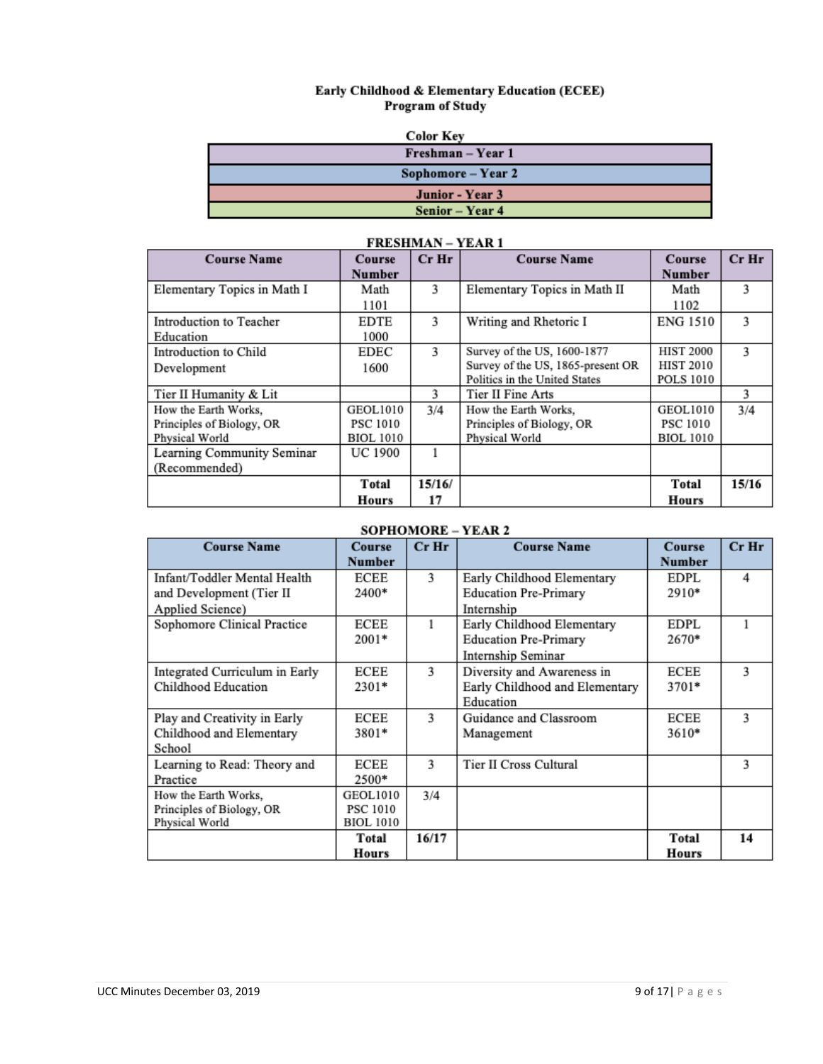**Early Childhood & Elementary Education (ECEE)**
**Program of Study**

| Color Key |
|---|
| Freshman – Year 1 |
| Sophomore – Year 2 |
| Junior - Year 3 |
| Senior – Year 4 |

**FRESHMAN – YEAR 1**

| Course Name | Course Number | Cr Hr | Course Name | Course Number | Cr Hr |
|---|---|---|---|---|---|
| Elementary Topics in Math I | Math 1101 | 3 | Elementary Topics in Math II | Math 1102 | 3 |
| Introduction to Teacher Education | EDTE 1000 | 3 | Writing and Rhetoric I | ENG 1510 | 3 |
| Introduction to Child Development | EDEC 1600 | 3 | Survey of the US, 1600-1877 Survey of the US, 1865-present OR Politics in the United States | HIST 2000 HIST 2010 POLS 1010 | 3 |
| Tier II Humanity & Lit | | 3 | Tier II Fine Arts | | 3 |
| How the Earth Works, Principles of Biology, OR Physical World | GEOL1010 PSC 1010 BIOL 1010 | 3/4 | How the Earth Works, Principles of Biology, OR Physical World | GEOL1010 PSC 1010 BIOL 1010 | 3/4 |
| Learning Community Seminar (Recommended) | UC 1900 | 1 | | | |
| | **Total Hours** | **15/16/ 17** | | **Total Hours** | **15/16** |

**SOPHOMORE – YEAR 2**

| Course Name | Course Number | Cr Hr | Course Name | Course Number | Cr Hr |
|---|---|---|---|---|---|
| Infant/Toddler Mental Health and Development (Tier II Applied Science) | ECEE 2400* | 3 | Early Childhood Elementary Education Pre-Primary Internship | EDPL 2910* | 4 |
| Sophomore Clinical Practice | ECEE 2001* | 1 | Early Childhood Elementary Education Pre-Primary Internship Seminar | EDPL 2670* | 1 |
| Integrated Curriculum in Early Childhood Education | ECEE 2301* | 3 | Diversity and Awareness in Early Childhood and Elementary Education | ECEE 3701* | 3 |
| Play and Creativity in Early Childhood and Elementary School | ECEE 3801* | 3 | Guidance and Classroom Management | ECEE 3610* | 3 |
| Learning to Read: Theory and Practice | ECEE 2500* | 3 | Tier II Cross Cultural | | 3 |
| How the Earth Works, Principles of Biology, OR Physical World | GEOL1010 PSC 1010 BIOL 1010 | 3/4 | | | |
| | **Total Hours** | **16/17** | | **Total Hours** | **14** |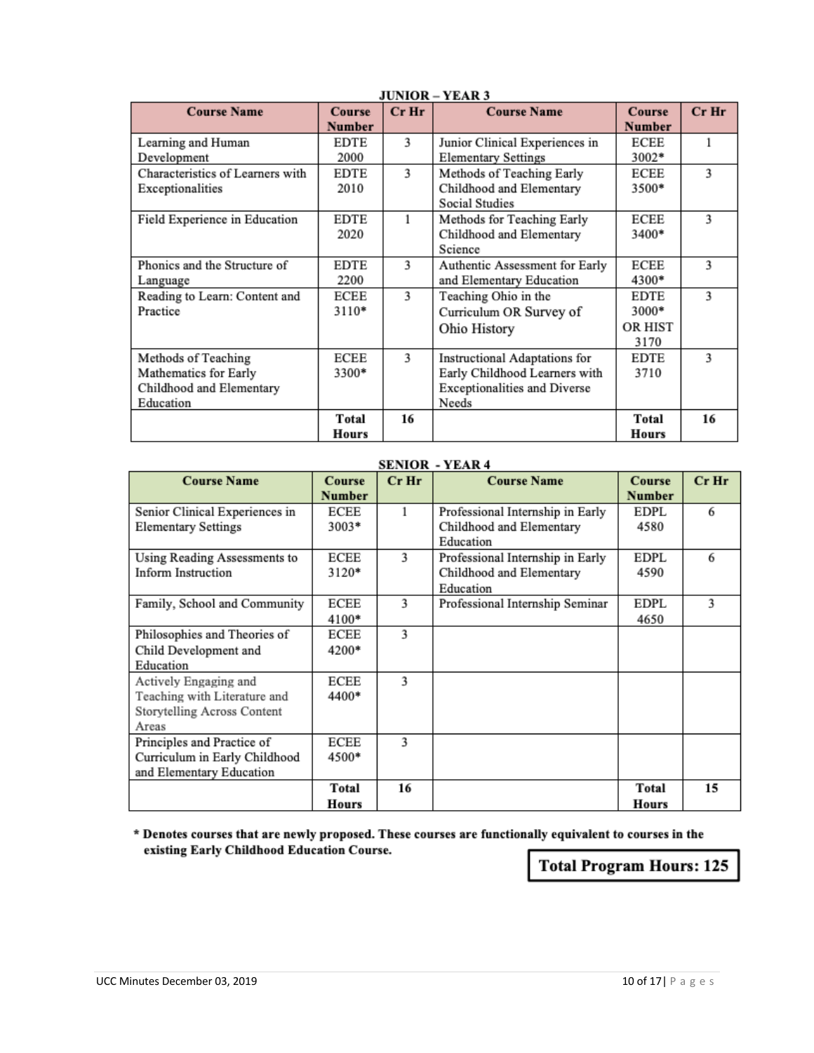**JUNIOR – YEAR 3**

| Course Name | Course Number | Cr Hr | Course Name | Course Number | Cr Hr |
|---|---|---|---|---|---|
| Learning and Human Development | EDTE 2000 | 3 | Junior Clinical Experiences in Elementary Settings | ECEE 3002* | 1 |
| Characteristics of Learners with Exceptionalities | EDTE 2010 | 3 | Methods of Teaching Early Childhood and Elementary Social Studies | ECEE 3500* | 3 |
| Field Experience in Education | EDTE 2020 | 1 | Methods for Teaching Early Childhood and Elementary Science | ECEE 3400* | 3 |
| Phonics and the Structure of Language | EDTE 2200 | 3 | Authentic Assessment for Early and Elementary Education | ECEE 4300* | 3 |
| Reading to Learn: Content and Practice | ECEE 3110* | 3 | Teaching Ohio in the Curriculum OR Survey of Ohio History | EDTE 3000* OR HIST 3170 | 3 |
| Methods of Teaching Mathematics for Early Childhood and Elementary Education | ECEE 3300* | 3 | Instructional Adaptations for Early Childhood Learners with Exceptionalities and Diverse Needs | EDTE 3710 | 3 |
| | **Total Hours** | **16** | | **Total Hours** | **16** |

**SENIOR - YEAR 4**

| Course Name | Course Number | Cr Hr | Course Name | Course Number | Cr Hr |
|---|---|---|---|---|---|
| Senior Clinical Experiences in Elementary Settings | ECEE 3003* | 1 | Professional Internship in Early Childhood and Elementary Education | EDPL 4580 | 6 |
| Using Reading Assessments to Inform Instruction | ECEE 3120* | 3 | Professional Internship in Early Childhood and Elementary Education | EDPL 4590 | 6 |
| Family, School and Community | ECEE 4100* | 3 | Professional Internship Seminar | EDPL 4650 | 3 |
| Philosophies and Theories of Child Development and Education | ECEE 4200* | 3 | | | |
| Actively Engaging and Teaching with Literature and Storytelling Across Content Areas | ECEE 4400* | 3 | | | |
| Principles and Practice of Curriculum in Early Childhood and Elementary Education | ECEE 4500* | 3 | | | |
| | **Total Hours** | **16** | | **Total Hours** | **15** |

**\* Denotes courses that are newly proposed. These courses are functionally equivalent to courses in the existing Early Childhood Education Course.**

**Total Program Hours: 125**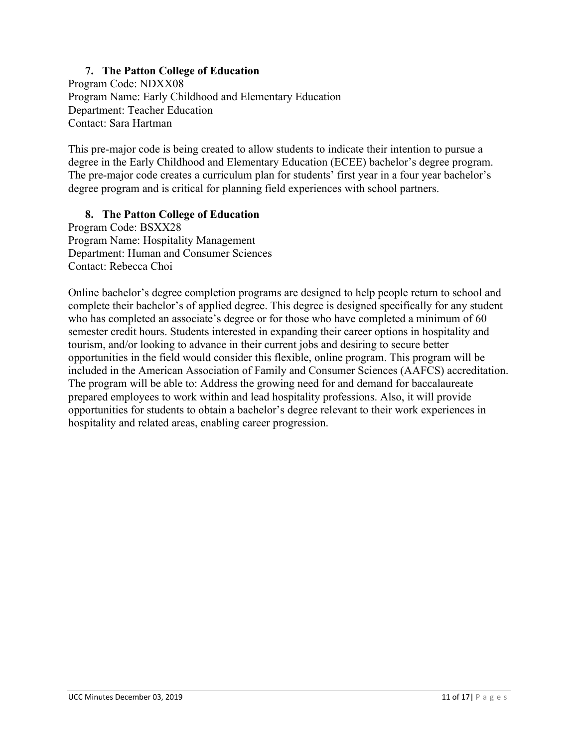**7. The Patton College of Education**

Program Code: NDXX08
Program Name: Early Childhood and Elementary Education
Department: Teacher Education
Contact: Sara Hartman

This pre-major code is being created to allow students to indicate their intention to pursue a degree in the Early Childhood and Elementary Education (ECEE) bachelor's degree program. The pre-major code creates a curriculum plan for students' first year in a four year bachelor's degree program and is critical for planning field experiences with school partners.

**8. The Patton College of Education**

Program Code: BSXX28
Program Name: Hospitality Management
Department: Human and Consumer Sciences
Contact: Rebecca Choi

Online bachelor's degree completion programs are designed to help people return to school and complete their bachelor's of applied degree. This degree is designed specifically for any student who has completed an associate's degree or for those who have completed a minimum of 60 semester credit hours. Students interested in expanding their career options in hospitality and tourism, and/or looking to advance in their current jobs and desiring to secure better opportunities in the field would consider this flexible, online program. This program will be included in the American Association of Family and Consumer Sciences (AAFCS) accreditation. The program will be able to: Address the growing need for and demand for baccalaureate prepared employees to work within and lead hospitality professions. Also, it will provide opportunities for students to obtain a bachelor's degree relevant to their work experiences in hospitality and related areas, enabling career progression.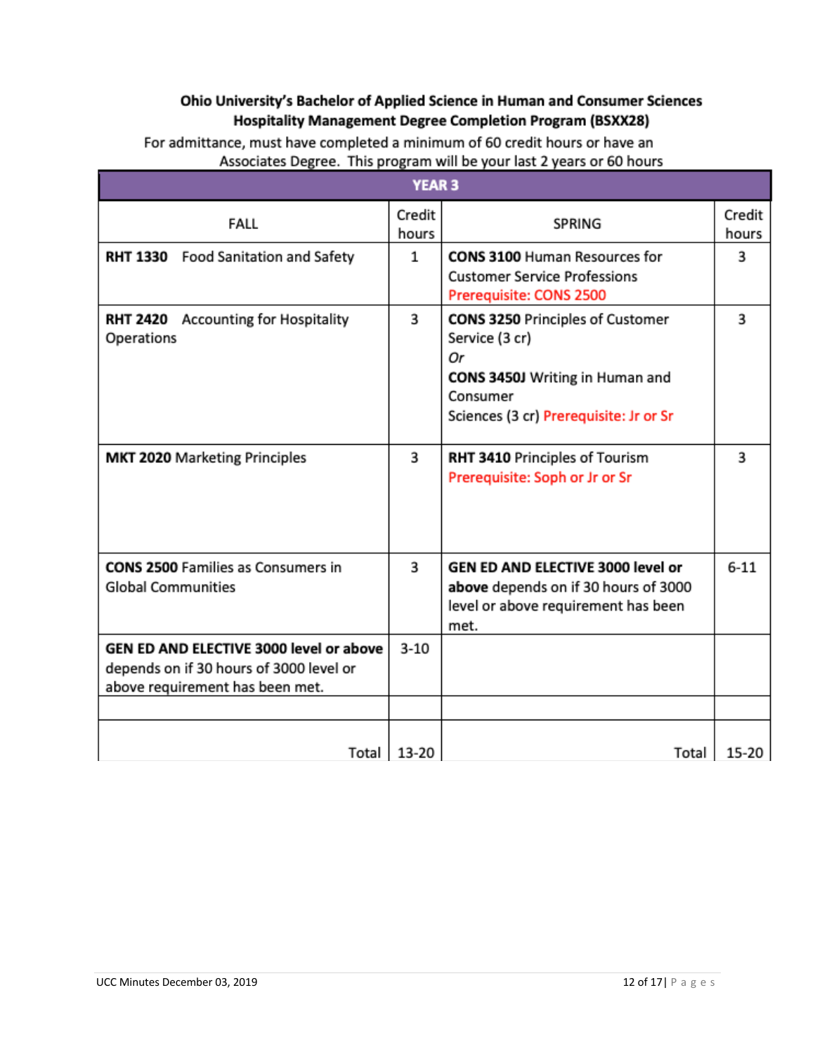**Ohio University's Bachelor of Applied Science in Human and Consumer Sciences Hospitality Management Degree Completion Program (BSXX28)**

For admittance, must have completed a minimum of 60 credit hours or have an Associates Degree. This program will be your last 2 years or 60 hours

| YEAR 3 | | | |
|---|---|---|---|
| FALL | Credit hours | SPRING | Credit hours |
| **RHT 1330** Food Sanitation and Safety | 1 | **CONS 3100** Human Resources for Customer Service Professions Prerequisite: CONS 2500 | 3 |
| **RHT 2420** Accounting for Hospitality Operations | 3 | **CONS 3250** Principles of Customer Service (3 cr) *Or* **CONS 3450J** Writing in Human and Consumer Sciences (3 cr) Prerequisite: Jr or Sr | 3 |
| **MKT 2020** Marketing Principles | 3 | **RHT 3410** Principles of Tourism Prerequisite: Soph or Jr or Sr | 3 |
| **CONS 2500** Families as Consumers in Global Communities | 3 | **GEN ED AND ELECTIVE 3000 level or above** depends on if 30 hours of 3000 level or above requirement has been met. | 6-11 |
| **GEN ED AND ELECTIVE 3000 level or above** depends on if 30 hours of 3000 level or above requirement has been met. | 3-10 | | |
| | | | |
| Total | 13-20 | Total | 15-20 |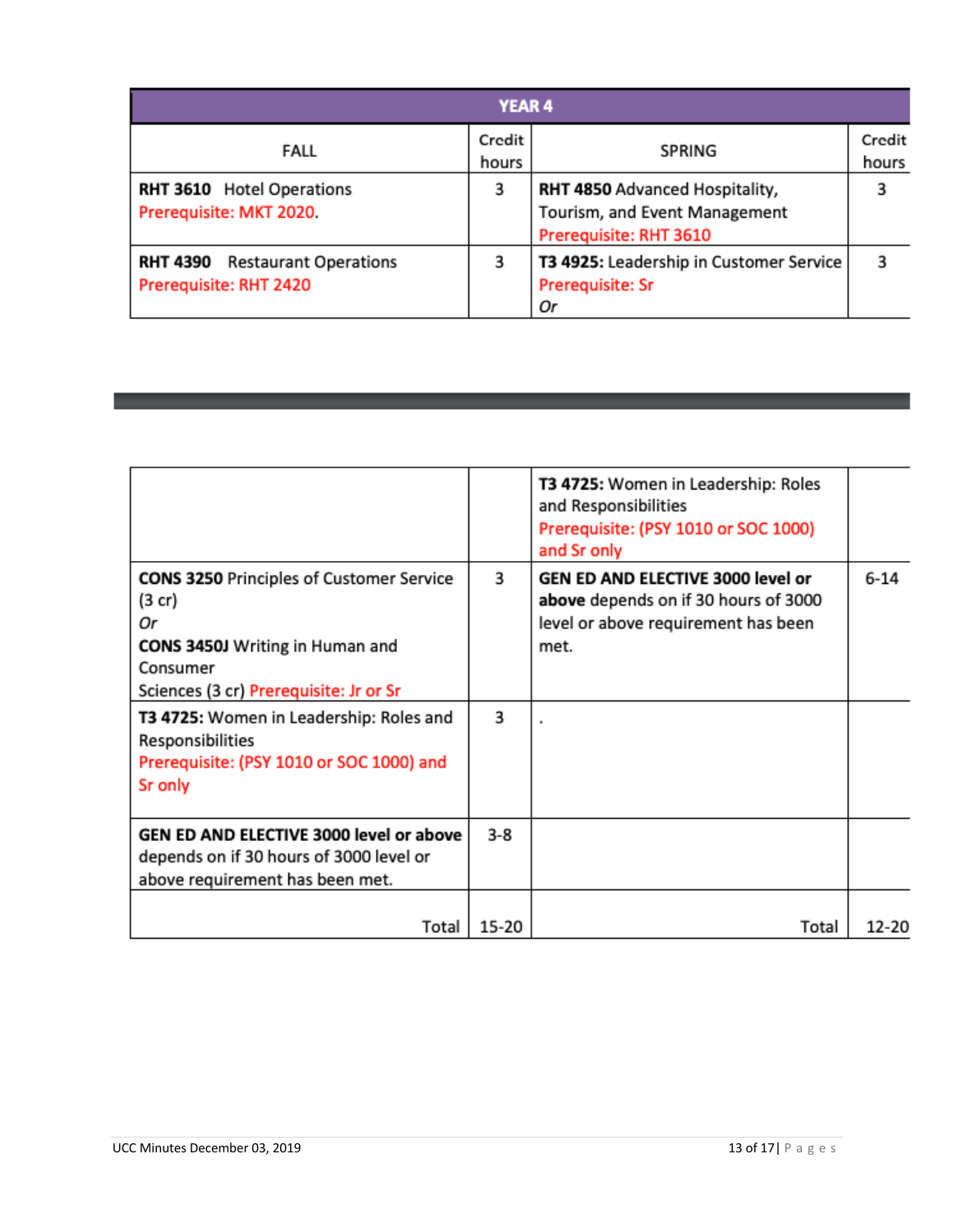| YEAR 4 | | | |
|---|---|---|---|
| FALL | Credit hours | SPRING | Credit hours |
| **RHT 3610** Hotel Operations Prerequisite: MKT 2020. | 3 | **RHT 4850** Advanced Hospitality, Tourism, and Event Management Prerequisite: RHT 3610 | 3 |
| **RHT 4390** Restaurant Operations Prerequisite: RHT 2420 | 3 | **T3 4925:** Leadership in Customer Service Prerequisite: Sr *Or* **T3 4725:** Women in Leadership: Roles and Responsibilities Prerequisite: (PSY 1010 or SOC 1000) and Sr only | 3 |
| **CONS 3250** Principles of Customer Service (3 cr) *Or* **CONS 3450J** Writing in Human and Consumer Sciences (3 cr) Prerequisite: Jr or Sr | 3 | **GEN ED AND ELECTIVE 3000 level or above** depends on if 30 hours of 3000 level or above requirement has been met. | 6-14 |
| **T3 4725:** Women in Leadership: Roles and Responsibilities Prerequisite: (PSY 1010 or SOC 1000) and Sr only | 3 | . | |
| **GEN ED AND ELECTIVE 3000 level or above** depends on if 30 hours of 3000 level or above requirement has been met. | 3-8 | | |
| Total | 15-20 | Total | 12-20 |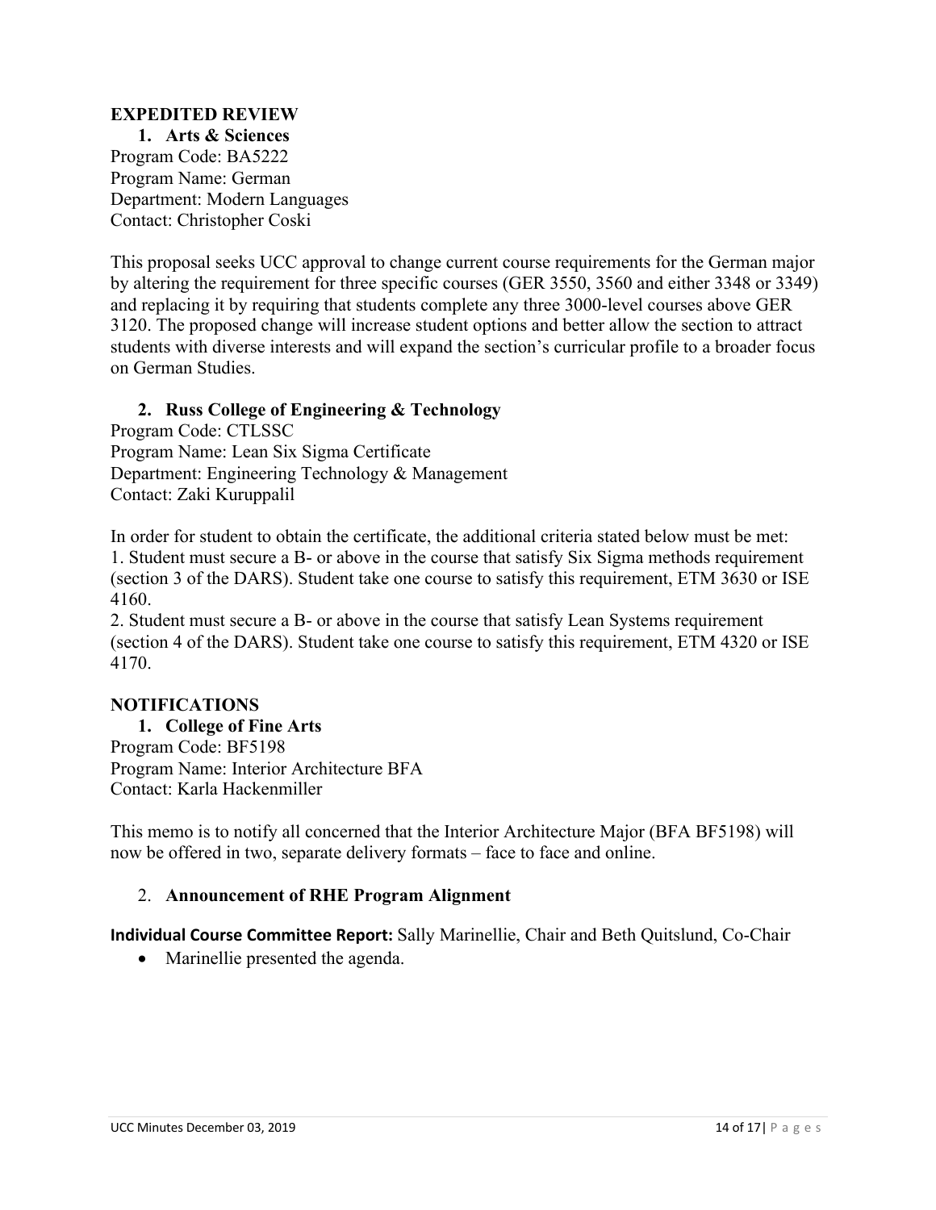**EXPEDITED REVIEW**

1. **Arts & Sciences**

Program Code: BA5222
Program Name: German
Department: Modern Languages
Contact: Christopher Coski

This proposal seeks UCC approval to change current course requirements for the German major by altering the requirement for three specific courses (GER 3550, 3560 and either 3348 or 3349) and replacing it by requiring that students complete any three 3000-level courses above GER 3120. The proposed change will increase student options and better allow the section to attract students with diverse interests and will expand the section's curricular profile to a broader focus on German Studies.

2. **Russ College of Engineering & Technology**

Program Code: CTLSSC
Program Name: Lean Six Sigma Certificate
Department: Engineering Technology & Management
Contact: Zaki Kuruppalil

In order for student to obtain the certificate, the additional criteria stated below must be met:
1. Student must secure a B- or above in the course that satisfy Six Sigma methods requirement (section 3 of the DARS). Student take one course to satisfy this requirement, ETM 3630 or ISE 4160.
2. Student must secure a B- or above in the course that satisfy Lean Systems requirement (section 4 of the DARS). Student take one course to satisfy this requirement, ETM 4320 or ISE 4170.

**NOTIFICATIONS**

1. **College of Fine Arts**

Program Code: BF5198
Program Name: Interior Architecture BFA
Contact: Karla Hackenmiller

This memo is to notify all concerned that the Interior Architecture Major (BFA BF5198) will now be offered in two, separate delivery formats – face to face and online.

2. **Announcement of RHE Program Alignment**

**Individual Course Committee Report:** Sally Marinellie, Chair and Beth Quitslund, Co-Chair

- Marinellie presented the agenda.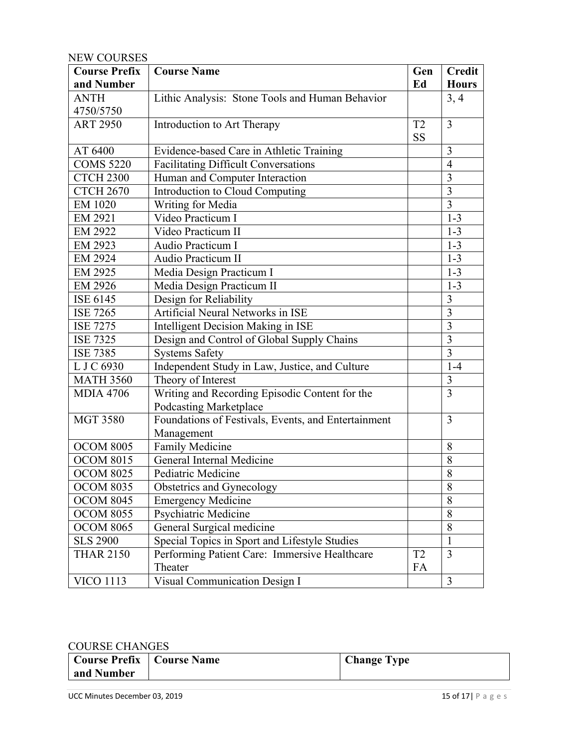NEW COURSES

| Course Prefix and Number | Course Name | Gen Ed | Credit Hours |
|---|---|---|---|
| ANTH 4750/5750 | Lithic Analysis: Stone Tools and Human Behavior | | 3, 4 |
| ART 2950 | Introduction to Art Therapy | T2 SS | 3 |
| AT 6400 | Evidence-based Care in Athletic Training | | 3 |
| COMS 5220 | Facilitating Difficult Conversations | | 4 |
| CTCH 2300 | Human and Computer Interaction | | 3 |
| CTCH 2670 | Introduction to Cloud Computing | | 3 |
| EM 1020 | Writing for Media | | 3 |
| EM 2921 | Video Practicum I | | 1-3 |
| EM 2922 | Video Practicum II | | 1-3 |
| EM 2923 | Audio Practicum I | | 1-3 |
| EM 2924 | Audio Practicum II | | 1-3 |
| EM 2925 | Media Design Practicum I | | 1-3 |
| EM 2926 | Media Design Practicum II | | 1-3 |
| ISE 6145 | Design for Reliability | | 3 |
| ISE 7265 | Artificial Neural Networks in ISE | | 3 |
| ISE 7275 | Intelligent Decision Making in ISE | | 3 |
| ISE 7325 | Design and Control of Global Supply Chains | | 3 |
| ISE 7385 | Systems Safety | | 3 |
| L J C 6930 | Independent Study in Law, Justice, and Culture | | 1-4 |
| MATH 3560 | Theory of Interest | | 3 |
| MDIA 4706 | Writing and Recording Episodic Content for the Podcasting Marketplace | | 3 |
| MGT 3580 | Foundations of Festivals, Events, and Entertainment Management | | 3 |
| OCOM 8005 | Family Medicine | | 8 |
| OCOM 8015 | General Internal Medicine | | 8 |
| OCOM 8025 | Pediatric Medicine | | 8 |
| OCOM 8035 | Obstetrics and Gynecology | | 8 |
| OCOM 8045 | Emergency Medicine | | 8 |
| OCOM 8055 | Psychiatric Medicine | | 8 |
| OCOM 8065 | General Surgical medicine | | 8 |
| SLS 2900 | Special Topics in Sport and Lifestyle Studies | | 1 |
| THAR 2150 | Performing Patient Care: Immersive Healthcare Theater | T2 FA | 3 |
| VICO 1113 | Visual Communication Design I | | 3 |

COURSE CHANGES

| Course Prefix and Number | Course Name | Change Type |
|---|---|---|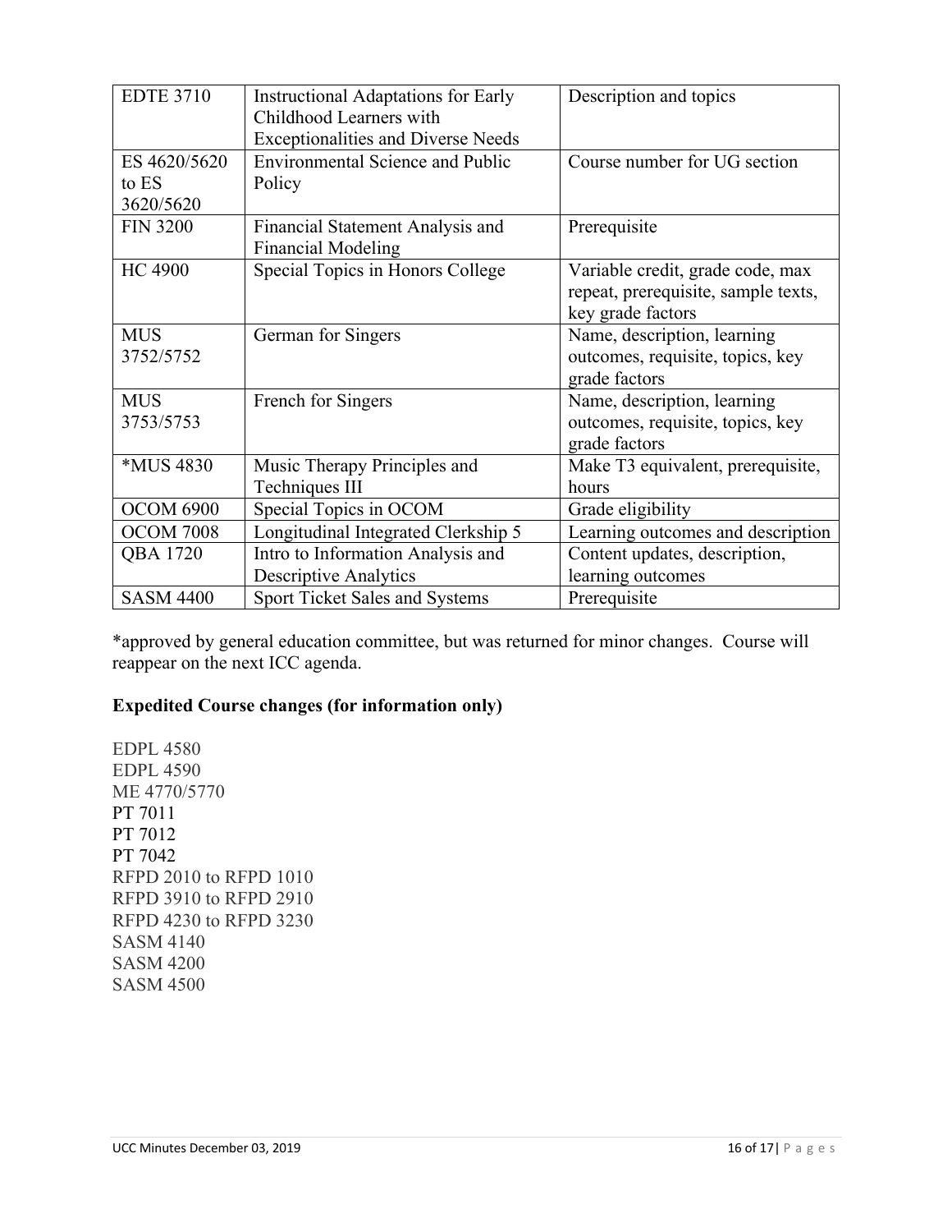| EDTE 3710 | Instructional Adaptations for Early Childhood Learners with Exceptionalities and Diverse Needs | Description and topics |
|---|---|---|
| ES 4620/5620 to ES 3620/5620 | Environmental Science and Public Policy | Course number for UG section |
| FIN 3200 | Financial Statement Analysis and Financial Modeling | Prerequisite |
| HC 4900 | Special Topics in Honors College | Variable credit, grade code, max repeat, prerequisite, sample texts, key grade factors |
| MUS 3752/5752 | German for Singers | Name, description, learning outcomes, requisite, topics, key grade factors |
| MUS 3753/5753 | French for Singers | Name, description, learning outcomes, requisite, topics, key grade factors |
| *MUS 4830 | Music Therapy Principles and Techniques III | Make T3 equivalent, prerequisite, hours |
| OCOM 6900 | Special Topics in OCOM | Grade eligibility |
| OCOM 7008 | Longitudinal Integrated Clerkship 5 | Learning outcomes and description |
| QBA 1720 | Intro to Information Analysis and Descriptive Analytics | Content updates, description, learning outcomes |
| SASM 4400 | Sport Ticket Sales and Systems | Prerequisite |

*approved by general education committee, but was returned for minor changes. Course will reappear on the next ICC agenda.

**Expedited Course changes (for information only)**

EDPL 4580
EDPL 4590
ME 4770/5770
PT 7011
PT 7012
PT 7042
RFPD 2010 to RFPD 1010
RFPD 3910 to RFPD 2910
RFPD 4230 to RFPD 3230
SASM 4140
SASM 4200
SASM 4500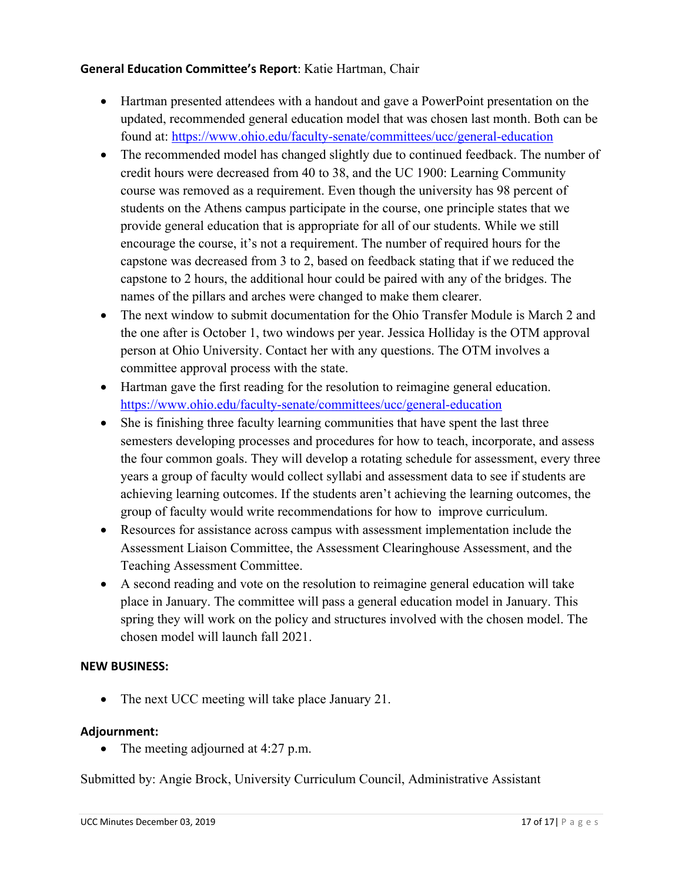**General Education Committee's Report**: Katie Hartman, Chair

- Hartman presented attendees with a handout and gave a PowerPoint presentation on the updated, recommended general education model that was chosen last month. Both can be found at: https://www.ohio.edu/faculty-senate/committees/ucc/general-education
- The recommended model has changed slightly due to continued feedback. The number of credit hours were decreased from 40 to 38, and the UC 1900: Learning Community course was removed as a requirement. Even though the university has 98 percent of students on the Athens campus participate in the course, one principle states that we provide general education that is appropriate for all of our students. While we still encourage the course, it's not a requirement. The number of required hours for the capstone was decreased from 3 to 2, based on feedback stating that if we reduced the capstone to 2 hours, the additional hour could be paired with any of the bridges. The names of the pillars and arches were changed to make them clearer.
- The next window to submit documentation for the Ohio Transfer Module is March 2 and the one after is October 1, two windows per year. Jessica Holliday is the OTM approval person at Ohio University. Contact her with any questions. The OTM involves a committee approval process with the state.
- Hartman gave the first reading for the resolution to reimagine general education. https://www.ohio.edu/faculty-senate/committees/ucc/general-education
- She is finishing three faculty learning communities that have spent the last three semesters developing processes and procedures for how to teach, incorporate, and assess the four common goals. They will develop a rotating schedule for assessment, every three years a group of faculty would collect syllabi and assessment data to see if students are achieving learning outcomes. If the students aren't achieving the learning outcomes, the group of faculty would write recommendations for how to improve curriculum.
- Resources for assistance across campus with assessment implementation include the Assessment Liaison Committee, the Assessment Clearinghouse Assessment, and the Teaching Assessment Committee.
- A second reading and vote on the resolution to reimagine general education will take place in January. The committee will pass a general education model in January. This spring they will work on the policy and structures involved with the chosen model. The chosen model will launch fall 2021.

**NEW BUSINESS:**

- The next UCC meeting will take place January 21.

**Adjournment:**

- The meeting adjourned at 4:27 p.m.

Submitted by: Angie Brock, University Curriculum Council, Administrative Assistant